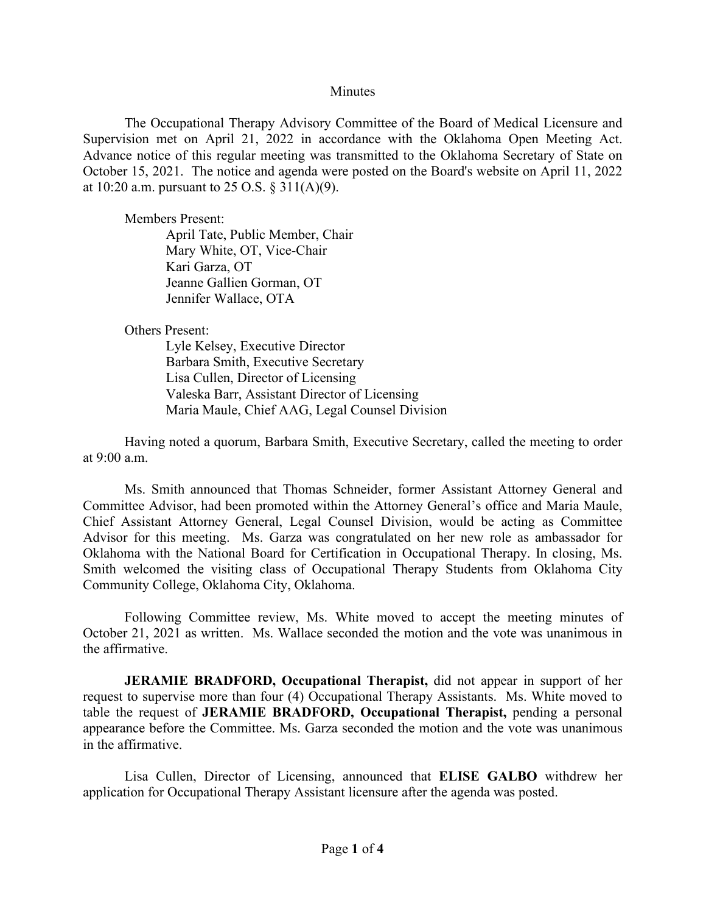Minutes

The Occupational Therapy Advisory Committee of the Board of Medical Licensure and Supervision met on April 21, 2022 in accordance with the Oklahoma Open Meeting Act. Advance notice of this regular meeting was transmitted to the Oklahoma Secretary of State on October 15, 2021. The notice and agenda were posted on the Board's website on April 11, 2022 at 10:20 a.m. pursuant to 25 O.S. § 311(A)(9).

Members Present:
April Tate, Public Member, Chair
Mary White, OT, Vice-Chair
Kari Garza, OT
Jeanne Gallien Gorman, OT
Jennifer Wallace, OTA

Others Present:
Lyle Kelsey, Executive Director
Barbara Smith, Executive Secretary
Lisa Cullen, Director of Licensing
Valeska Barr, Assistant Director of Licensing
Maria Maule, Chief AAG, Legal Counsel Division

Having noted a quorum, Barbara Smith, Executive Secretary, called the meeting to order at 9:00 a.m.

Ms. Smith announced that Thomas Schneider, former Assistant Attorney General and Committee Advisor, had been promoted within the Attorney General's office and Maria Maule, Chief Assistant Attorney General, Legal Counsel Division, would be acting as Committee Advisor for this meeting. Ms. Garza was congratulated on her new role as ambassador for Oklahoma with the National Board for Certification in Occupational Therapy. In closing, Ms. Smith welcomed the visiting class of Occupational Therapy Students from Oklahoma City Community College, Oklahoma City, Oklahoma.

Following Committee review, Ms. White moved to accept the meeting minutes of October 21, 2021 as written. Ms. Wallace seconded the motion and the vote was unanimous in the affirmative.

**JERAMIE BRADFORD, Occupational Therapist,** did not appear in support of her request to supervise more than four (4) Occupational Therapy Assistants. Ms. White moved to table the request of **JERAMIE BRADFORD, Occupational Therapist,** pending a personal appearance before the Committee. Ms. Garza seconded the motion and the vote was unanimous in the affirmative.

Lisa Cullen, Director of Licensing, announced that **ELISE GALBO** withdrew her application for Occupational Therapy Assistant licensure after the agenda was posted.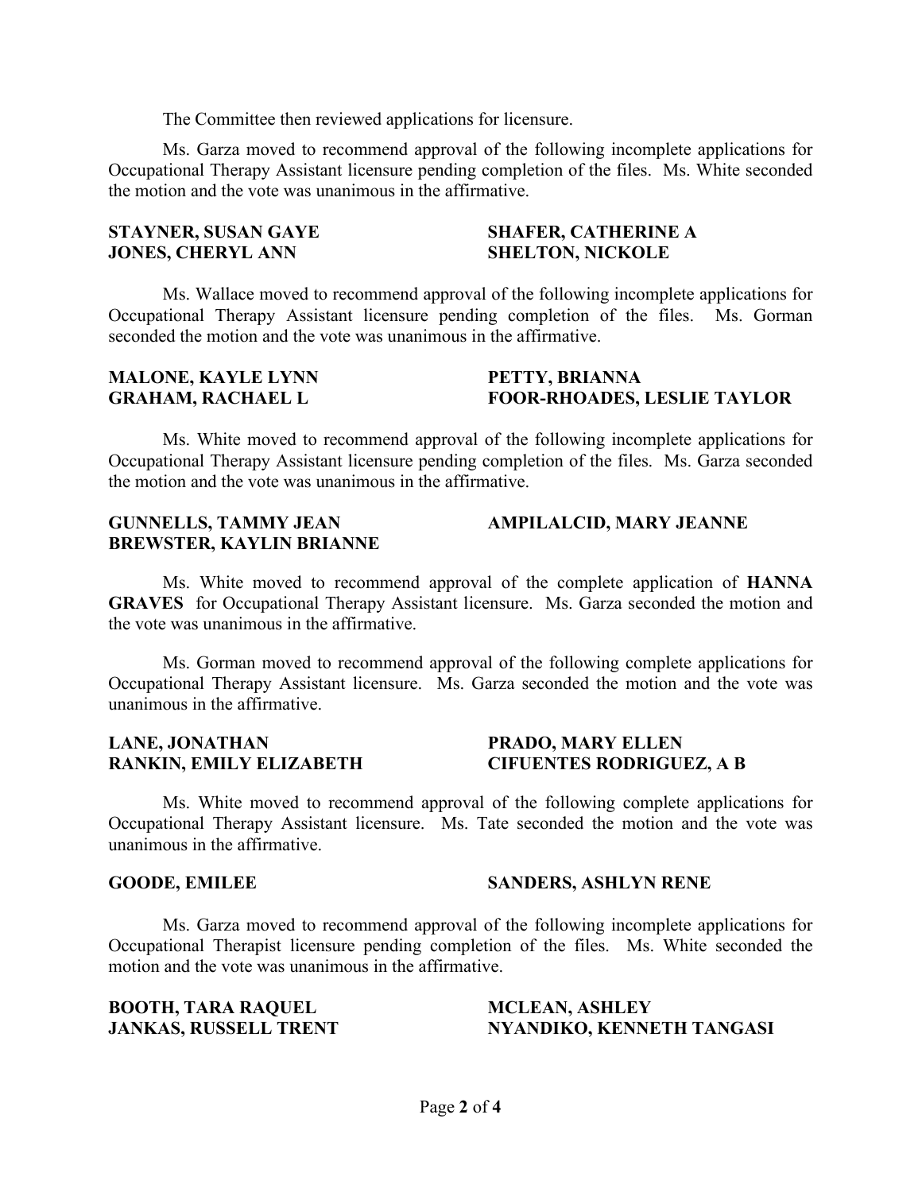The Committee then reviewed applications for licensure.

Ms. Garza moved to recommend approval of the following incomplete applications for Occupational Therapy Assistant licensure pending completion of the files. Ms. White seconded the motion and the vote was unanimous in the affirmative.

**STAYNER, SUSAN GAYE**
**SHAFER, CATHERINE A**
**JONES, CHERYL ANN**
**SHELTON, NICKOLE**

Ms. Wallace moved to recommend approval of the following incomplete applications for Occupational Therapy Assistant licensure pending completion of the files. Ms. Gorman seconded the motion and the vote was unanimous in the affirmative.

**MALONE, KAYLE LYNN**
**PETTY, BRIANNA**
**GRAHAM, RACHAEL L**
**FOOR-RHOADES, LESLIE TAYLOR**

Ms. White moved to recommend approval of the following incomplete applications for Occupational Therapy Assistant licensure pending completion of the files. Ms. Garza seconded the motion and the vote was unanimous in the affirmative.

**GUNNELLS, TAMMY JEAN**
**AMPILALCID, MARY JEANNE**
**BREWSTER, KAYLIN BRIANNE**

Ms. White moved to recommend approval of the complete application of **HANNA GRAVES** for Occupational Therapy Assistant licensure. Ms. Garza seconded the motion and the vote was unanimous in the affirmative.

Ms. Gorman moved to recommend approval of the following complete applications for Occupational Therapy Assistant licensure. Ms. Garza seconded the motion and the vote was unanimous in the affirmative.

**LANE, JONATHAN**
**PRADO, MARY ELLEN**
**RANKIN, EMILY ELIZABETH**
**CIFUENTES RODRIGUEZ, A B**

Ms. White moved to recommend approval of the following complete applications for Occupational Therapy Assistant licensure. Ms. Tate seconded the motion and the vote was unanimous in the affirmative.

**GOODE, EMILEE**
**SANDERS, ASHLYN RENE**

Ms. Garza moved to recommend approval of the following incomplete applications for Occupational Therapist licensure pending completion of the files. Ms. White seconded the motion and the vote was unanimous in the affirmative.

**BOOTH, TARA RAQUEL**
**MCLEAN, ASHLEY**
**JANKAS, RUSSELL TRENT**
**NYANDIKO, KENNETH TANGASI**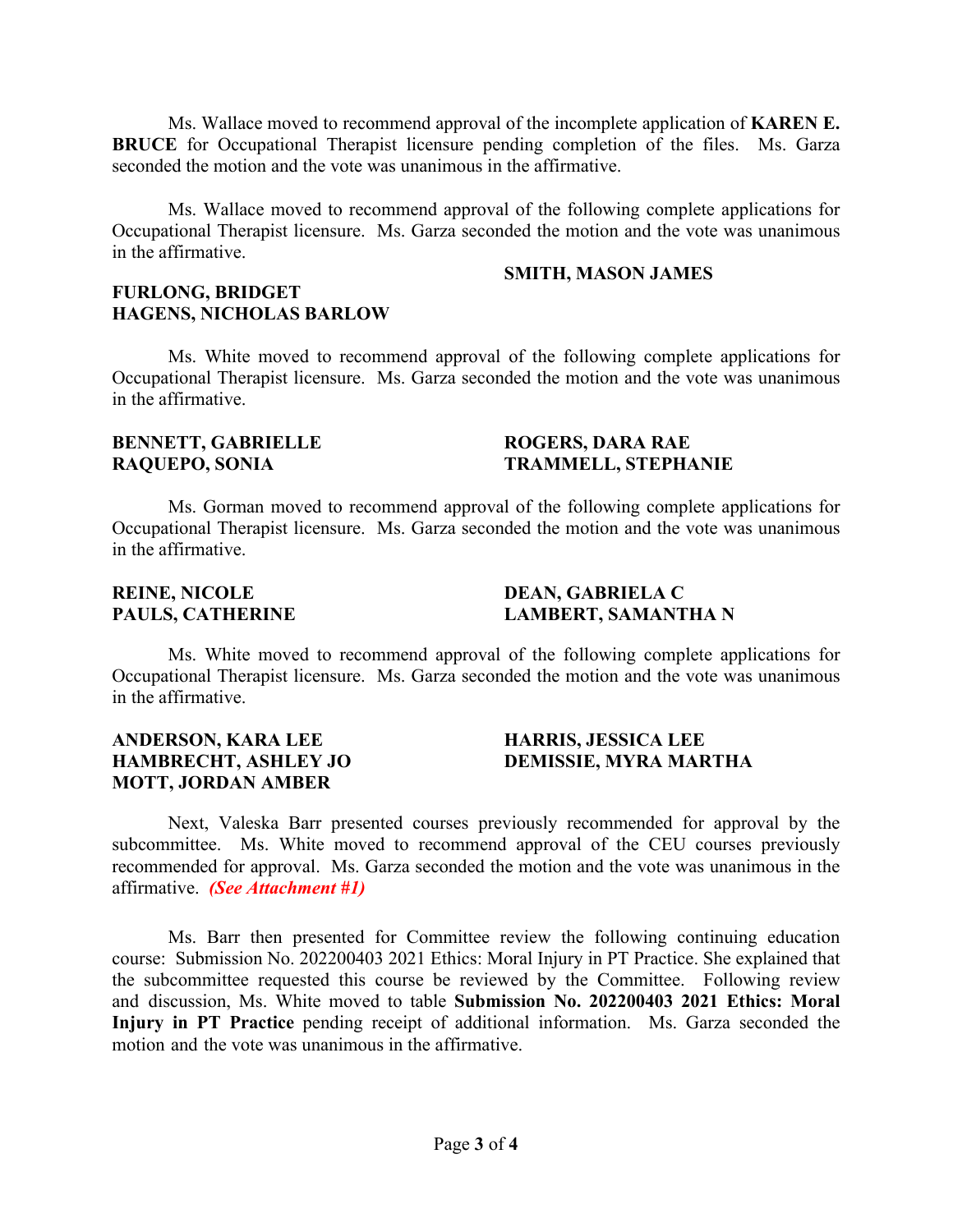Ms. Wallace moved to recommend approval of the incomplete application of **KAREN E. BRUCE** for Occupational Therapist licensure pending completion of the files. Ms. Garza seconded the motion and the vote was unanimous in the affirmative.

Ms. Wallace moved to recommend approval of the following complete applications for Occupational Therapist licensure. Ms. Garza seconded the motion and the vote was unanimous in the affirmative.

**SMITH, MASON JAMES**
**FURLONG, BRIDGET**
**HAGENS, NICHOLAS BARLOW**

Ms. White moved to recommend approval of the following complete applications for Occupational Therapist licensure. Ms. Garza seconded the motion and the vote was unanimous in the affirmative.

**BENNETT, GABRIELLE**
**RAQUEPO, SONIA**
**ROGERS, DARA RAE**
**TRAMMELL, STEPHANIE**

Ms. Gorman moved to recommend approval of the following complete applications for Occupational Therapist licensure. Ms. Garza seconded the motion and the vote was unanimous in the affirmative.

**REINE, NICOLE**
**PAULS, CATHERINE**
**DEAN, GABRIELA C**
**LAMBERT, SAMANTHA N**

Ms. White moved to recommend approval of the following complete applications for Occupational Therapist licensure. Ms. Garza seconded the motion and the vote was unanimous in the affirmative.

**ANDERSON, KARA LEE**
**HAMBRECHT, ASHLEY JO**
**MOTT, JORDAN AMBER**
**HARRIS, JESSICA LEE**
**DEMISSIE, MYRA MARTHA**

Next, Valeska Barr presented courses previously recommended for approval by the subcommittee. Ms. White moved to recommend approval of the CEU courses previously recommended for approval. Ms. Garza seconded the motion and the vote was unanimous in the affirmative. ***(See Attachment #1)***

Ms. Barr then presented for Committee review the following continuing education course: Submission No. 202200403 2021 Ethics: Moral Injury in PT Practice. She explained that the subcommittee requested this course be reviewed by the Committee. Following review and discussion, Ms. White moved to table **Submission No. 202200403 2021 Ethics: Moral Injury in PT Practice** pending receipt of additional information. Ms. Garza seconded the motion and the vote was unanimous in the affirmative.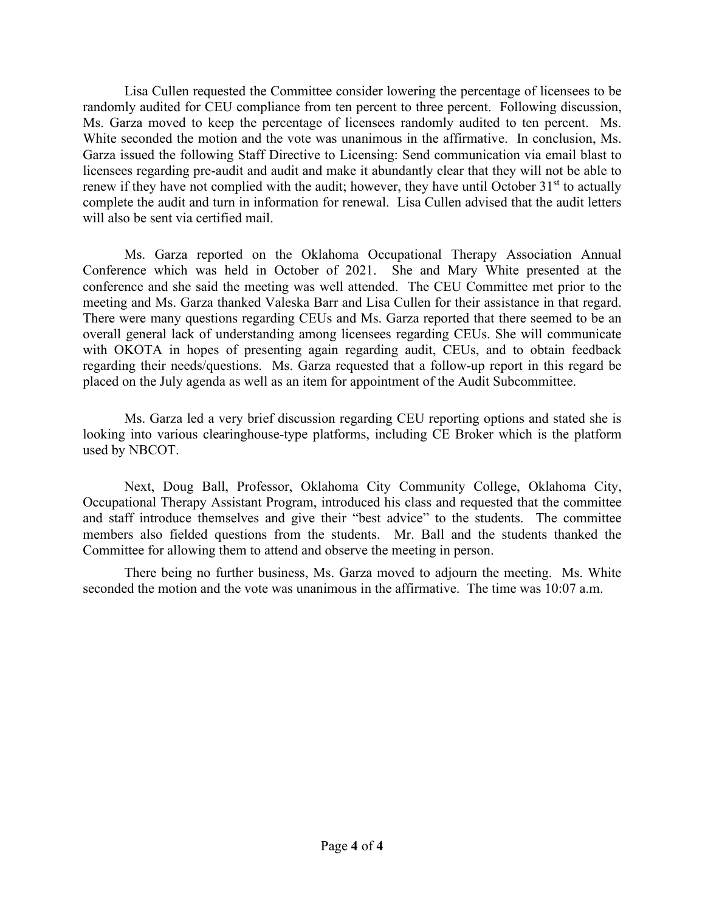Lisa Cullen requested the Committee consider lowering the percentage of licensees to be randomly audited for CEU compliance from ten percent to three percent. Following discussion, Ms. Garza moved to keep the percentage of licensees randomly audited to ten percent. Ms. White seconded the motion and the vote was unanimous in the affirmative. In conclusion, Ms. Garza issued the following Staff Directive to Licensing: Send communication via email blast to licensees regarding pre-audit and audit and make it abundantly clear that they will not be able to renew if they have not complied with the audit; however, they have until October 31st to actually complete the audit and turn in information for renewal. Lisa Cullen advised that the audit letters will also be sent via certified mail.

Ms. Garza reported on the Oklahoma Occupational Therapy Association Annual Conference which was held in October of 2021. She and Mary White presented at the conference and she said the meeting was well attended. The CEU Committee met prior to the meeting and Ms. Garza thanked Valeska Barr and Lisa Cullen for their assistance in that regard. There were many questions regarding CEUs and Ms. Garza reported that there seemed to be an overall general lack of understanding among licensees regarding CEUs. She will communicate with OKOTA in hopes of presenting again regarding audit, CEUs, and to obtain feedback regarding their needs/questions. Ms. Garza requested that a follow-up report in this regard be placed on the July agenda as well as an item for appointment of the Audit Subcommittee.

Ms. Garza led a very brief discussion regarding CEU reporting options and stated she is looking into various clearinghouse-type platforms, including CE Broker which is the platform used by NBCOT.

Next, Doug Ball, Professor, Oklahoma City Community College, Oklahoma City, Occupational Therapy Assistant Program, introduced his class and requested that the committee and staff introduce themselves and give their "best advice" to the students. The committee members also fielded questions from the students. Mr. Ball and the students thanked the Committee for allowing them to attend and observe the meeting in person.

There being no further business, Ms. Garza moved to adjourn the meeting. Ms. White seconded the motion and the vote was unanimous in the affirmative. The time was 10:07 a.m.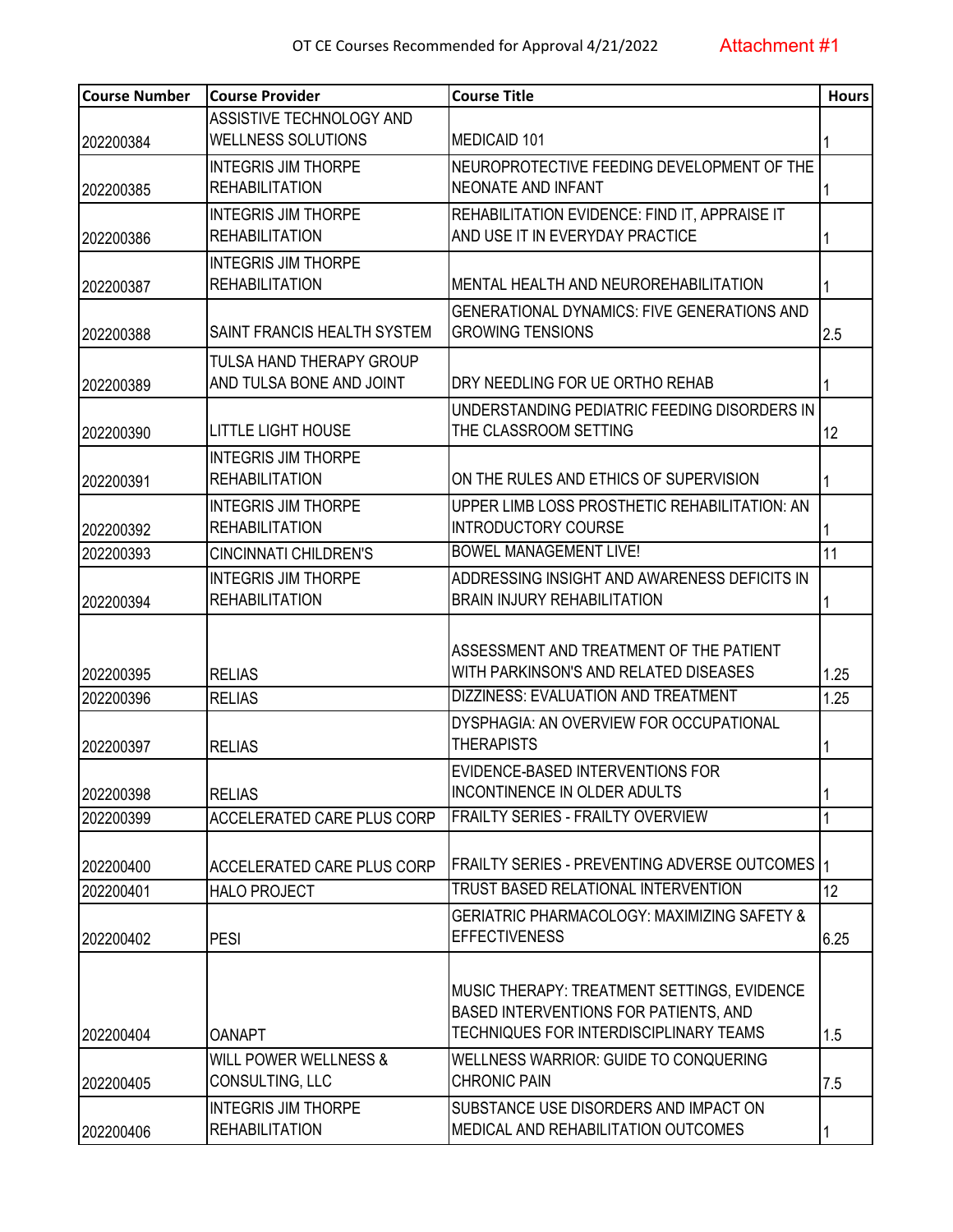OT CE Courses Recommended for Approval 4/21/2022 Attachment #1

| Course Number | Course Provider | Course Title | Hours |
|---|---|---|---|
| 202200384 | ASSISTIVE TECHNOLOGY AND WELLNESS SOLUTIONS | MEDICAID 101 | 1 |
| 202200385 | INTEGRIS JIM THORPE REHABILITATION | NEUROPROTECTIVE FEEDING DEVELOPMENT OF THE NEONATE AND INFANT | 1 |
| 202200386 | INTEGRIS JIM THORPE REHABILITATION | REHABILITATION EVIDENCE: FIND IT, APPRAISE IT AND USE IT IN EVERYDAY PRACTICE | 1 |
| 202200387 | INTEGRIS JIM THORPE REHABILITATION | MENTAL HEALTH AND NEUROREHABILITATION | 1 |
| 202200388 | SAINT FRANCIS HEALTH SYSTEM | GENERATIONAL DYNAMICS: FIVE GENERATIONS AND GROWING TENSIONS | 2.5 |
| 202200389 | TULSA HAND THERAPY GROUP AND TULSA BONE AND JOINT | DRY NEEDLING FOR UE ORTHO REHAB | 1 |
| 202200390 | LITTLE LIGHT HOUSE | UNDERSTANDING PEDIATRIC FEEDING DISORDERS IN THE CLASSROOM SETTING | 12 |
| 202200391 | INTEGRIS JIM THORPE REHABILITATION | ON THE RULES AND ETHICS OF SUPERVISION | 1 |
| 202200392 | INTEGRIS JIM THORPE REHABILITATION | UPPER LIMB LOSS PROSTHETIC REHABILITATION: AN INTRODUCTORY COURSE | 1 |
| 202200393 | CINCINNATI CHILDREN'S | BOWEL MANAGEMENT LIVE! | 11 |
| 202200394 | INTEGRIS JIM THORPE REHABILITATION | ADDRESSING INSIGHT AND AWARENESS DEFICITS IN BRAIN INJURY REHABILITATION | 1 |
| 202200395 | RELIAS | ASSESSMENT AND TREATMENT OF THE PATIENT WITH PARKINSON'S AND RELATED DISEASES | 1.25 |
| 202200396 | RELIAS | DIZZINESS: EVALUATION AND TREATMENT | 1.25 |
| 202200397 | RELIAS | DYSPHAGIA: AN OVERVIEW FOR OCCUPATIONAL THERAPISTS | 1 |
| 202200398 | RELIAS | EVIDENCE-BASED INTERVENTIONS FOR INCONTINENCE IN OLDER ADULTS | 1 |
| 202200399 | ACCELERATED CARE PLUS CORP | FRAILTY SERIES - FRAILTY OVERVIEW | 1 |
| 202200400 | ACCELERATED CARE PLUS CORP | FRAILTY SERIES - PREVENTING ADVERSE OUTCOMES | 1 |
| 202200401 | HALO PROJECT | TRUST BASED RELATIONAL INTERVENTION | 12 |
| 202200402 | PESI | GERIATRIC PHARMACOLOGY: MAXIMIZING SAFETY & EFFECTIVENESS | 6.25 |
| 202200404 | OANAPT | MUSIC THERAPY: TREATMENT SETTINGS, EVIDENCE BASED INTERVENTIONS FOR PATIENTS, AND TECHNIQUES FOR INTERDISCIPLINARY TEAMS | 1.5 |
| 202200405 | WILL POWER WELLNESS & CONSULTING, LLC | WELLNESS WARRIOR: GUIDE TO CONQUERING CHRONIC PAIN | 7.5 |
| 202200406 | INTEGRIS JIM THORPE REHABILITATION | SUBSTANCE USE DISORDERS AND IMPACT ON MEDICAL AND REHABILITATION OUTCOMES | 1 |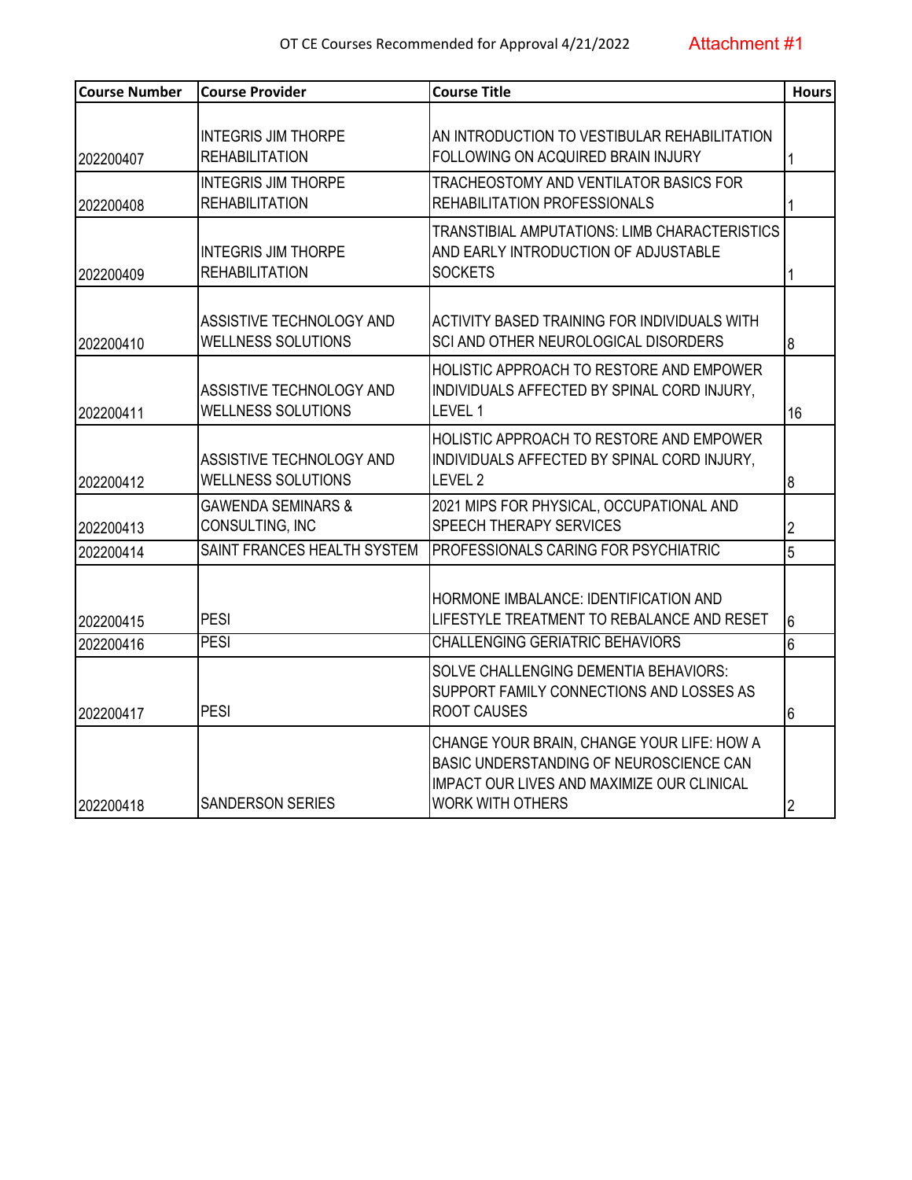OT CE Courses Recommended for Approval 4/21/2022 Attachment #1

| Course Number | Course Provider | Course Title | Hours |
|---|---|---|---|
| 202200407 | INTEGRIS JIM THORPE REHABILITATION | AN INTRODUCTION TO VESTIBULAR REHABILITATION FOLLOWING ON ACQUIRED BRAIN INJURY | 1 |
| 202200408 | INTEGRIS JIM THORPE REHABILITATION | TRACHEOSTOMY AND VENTILATOR BASICS FOR REHABILITATION PROFESSIONALS | 1 |
| 202200409 | INTEGRIS JIM THORPE REHABILITATION | TRANSTIBIAL AMPUTATIONS: LIMB CHARACTERISTICS AND EARLY INTRODUCTION OF ADJUSTABLE SOCKETS | 1 |
| 202200410 | ASSISTIVE TECHNOLOGY AND WELLNESS SOLUTIONS | ACTIVITY BASED TRAINING FOR INDIVIDUALS WITH SCI AND OTHER NEUROLOGICAL DISORDERS | 8 |
| 202200411 | ASSISTIVE TECHNOLOGY AND WELLNESS SOLUTIONS | HOLISTIC APPROACH TO RESTORE AND EMPOWER INDIVIDUALS AFFECTED BY SPINAL CORD INJURY, LEVEL 1 | 16 |
| 202200412 | ASSISTIVE TECHNOLOGY AND WELLNESS SOLUTIONS | HOLISTIC APPROACH TO RESTORE AND EMPOWER INDIVIDUALS AFFECTED BY SPINAL CORD INJURY, LEVEL 2 | 8 |
| 202200413 | GAWENDA SEMINARS & CONSULTING, INC | 2021 MIPS FOR PHYSICAL, OCCUPATIONAL AND SPEECH THERAPY SERVICES | 2 |
| 202200414 | SAINT FRANCES HEALTH SYSTEM | PROFESSIONALS CARING FOR PSYCHIATRIC | 5 |
| 202200415 | PESI | HORMONE IMBALANCE: IDENTIFICATION AND LIFESTYLE TREATMENT TO REBALANCE AND RESET | 6 |
| 202200416 | PESI | CHALLENGING GERIATRIC BEHAVIORS | 6 |
| 202200417 | PESI | SOLVE CHALLENGING DEMENTIA BEHAVIORS: SUPPORT FAMILY CONNECTIONS AND LOSSES AS ROOT CAUSES | 6 |
| 202200418 | SANDERSON SERIES | CHANGE YOUR BRAIN, CHANGE YOUR LIFE: HOW A BASIC UNDERSTANDING OF NEUROSCIENCE CAN IMPACT OUR LIVES AND MAXIMIZE OUR CLINICAL WORK WITH OTHERS | 2 |